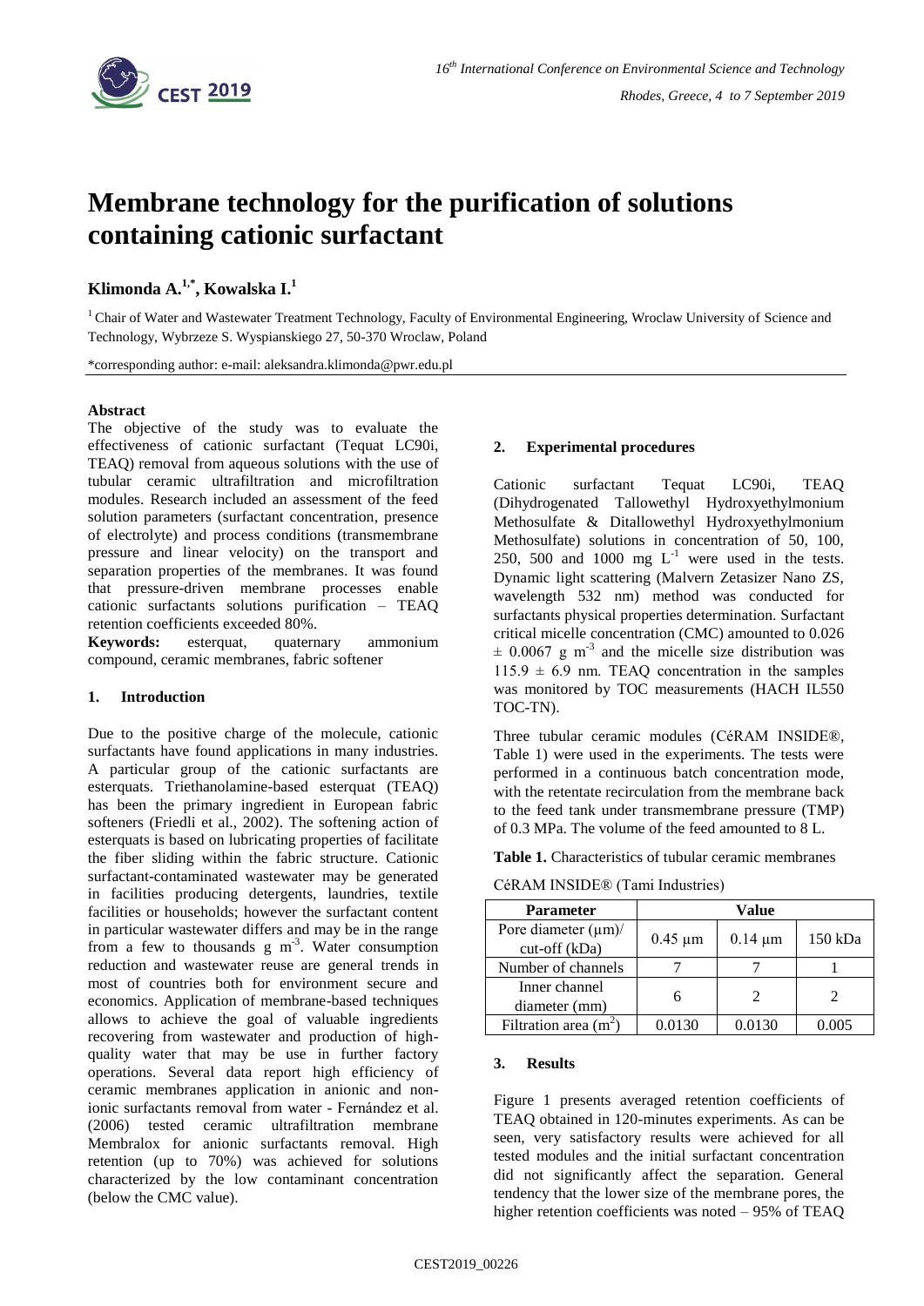# Membrane technology for the purification of solutions containing cationic surfactant

**Klimonda A.[1,*], Kowalska I.[1]**

[1] Chair of Water and Wastewater Treatment Technology, Faculty of Environmental Engineering, Wroclaw University of Science and Technology, Wybrzeze S. Wyspianskiego 27, 50-370 Wroclaw, Poland

*corresponding author: e-mail: aleksandra.klimonda@pwr.edu.pl

**Abstract**

The objective of the study was to evaluate the effectiveness of cationic surfactant (Tequat LC90i, TEAQ) removal from aqueous solutions with the use of tubular ceramic ultrafiltration and microfiltration modules. Research included an assessment of the feed solution parameters (surfactant concentration, presence of electrolyte) and process conditions (transmembrane pressure and linear velocity) on the transport and separation properties of the membranes. It was found that pressure-driven membrane processes enable cationic surfactants solutions purification – TEAQ retention coefficients exceeded 80%.

**Keywords:** esterquat, quaternary ammonium compound, ceramic membranes, fabric softener

## 1. Introduction

Due to the positive charge of the molecule, cationic surfactants have found applications in many industries. A particular group of the cationic surfactants are esterquats. Triethanolamine-based esterquat (TEAQ) has been the primary ingredient in European fabric softeners (Friedli et al., 2002). The softening action of esterquats is based on lubricating properties of facilitate the fiber sliding within the fabric structure. Cationic surfactant-contaminated wastewater may be generated in facilities producing detergents, laundries, textile facilities or households; however the surfactant content in particular wastewater differs and may be in the range from a few to thousands g $m^{-3}$. Water consumption reduction and wastewater reuse are general trends in most of countries both for environment secure and economics. Application of membrane-based techniques allows to achieve the goal of valuable ingredients recovering from wastewater and production of high-quality water that may be use in further factory operations. Several data report high efficiency of ceramic membranes application in anionic and non-ionic surfactants removal from water - Fernández et al. (2006) tested ceramic ultrafiltration membrane Membralox for anionic surfactants removal. High retention (up to 70%) was achieved for solutions characterized by the low contaminant concentration (below the CMC value).

## 2. Experimental procedures

Cationic surfactant Tequat LC90i, TEAQ (Dihydrogenated Tallowethyl Hydroxyethylmonium Methosulfate & Ditallowethyl Hydroxyethylmonium Methosulfate) solutions in concentration of 50, 100, 250, 500 and 1000 mg $L^{-1}$ were used in the tests. Dynamic light scattering (Malvern Zetasizer Nano ZS, wavelength 532 nm) method was conducted for surfactants physical properties determination. Surfactant critical micelle concentration (CMC) amounted to 0.026 $\pm$ 0.0067 g $m^{-3}$ and the micelle size distribution was 115.9 $\pm$ 6.9 nm. TEAQ concentration in the samples was monitored by TOC measurements (HACH IL550 TOC-TN).

Three tubular ceramic modules (CéRAM INSIDE®, Table 1) were used in the experiments. The tests were performed in a continuous batch concentration mode, with the retentate recirculation from the membrane back to the feed tank under transmembrane pressure (TMP) of 0.3 MPa. The volume of the feed amounted to 8 L.

**Table 1.** Characteristics of tubular ceramic membranes CéRAM INSIDE® (Tami Industries)

| Parameter | Value | | |
|---|---|---|---|
| Pore diameter (μm)/ cut-off (kDa) | 0.45 μm | 0.14 μm | 150 kDa |
| Number of channels | 7 | 7 | 1 |
| Inner channel diameter (mm) | 6 | 2 | 2 |
| Filtration area ($m^2$) | 0.0130 | 0.0130 | 0.005 |

## 3. Results

Figure 1 presents averaged retention coefficients of TEAQ obtained in 120-minutes experiments. As can be seen, very satisfactory results were achieved for all tested modules and the initial surfactant concentration did not significantly affect the separation. General tendency that the lower size of the membrane pores, the higher retention coefficients was noted – 95% of TEAQ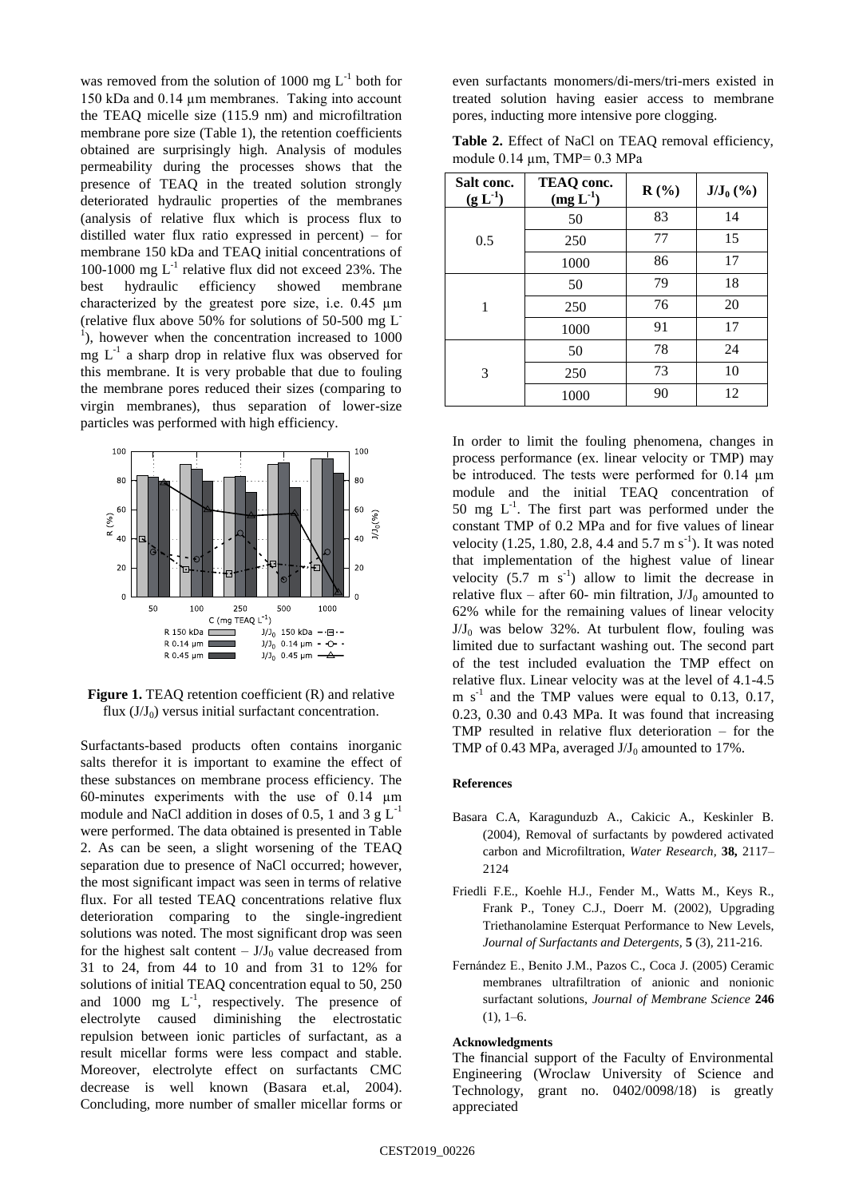was removed from the solution of 1000 mg $L^{-1}$ both for 150 kDa and 0.14 µm membranes. Taking into account the TEAQ micelle size (115.9 nm) and microfiltration membrane pore size (Table 1), the retention coefficients obtained are surprisingly high. Analysis of modules permeability during the processes shows that the presence of TEAQ in the treated solution strongly deteriorated hydraulic properties of the membranes (analysis of relative flux which is process flux to distilled water flux ratio expressed in percent) – for membrane 150 kDa and TEAQ initial concentrations of 100-1000 mg $L^{-1}$ relative flux did not exceed 23%. The best hydraulic efficiency showed membrane characterized by the greatest pore size, i.e. 0.45 µm (relative flux above 50% for solutions of 50-500 mg $L^{-1}$), however when the concentration increased to 1000 mg $L^{-1}$ a sharp drop in relative flux was observed for this membrane. It is very probable that due to fouling the membrane pores reduced their sizes (comparing to virgin membranes), thus separation of lower-size particles was performed with high efficiency.

100
80
60
40
20
0
R (%)
50
100
250
500
1000
C (mg TEAQ $L^{-1}$)
100
80
60
40
20
0
$J/J_0$(%)
R 150 kDa
R 0.14 µm
R 0.45 µm
$J/J_0$ 150 kDa
$J/J_0$ 0.14 µm
$J/J_0$ 0.45 µm

**Figure 1.** TEAQ retention coefficient (R) and relative flux ($J/J_0$) versus initial surfactant concentration.

Surfactants-based products often contains inorganic salts therefor it is important to examine the effect of these substances on membrane process efficiency. The 60-minutes experiments with the use of 0.14 µm module and NaCl addition in doses of 0.5, 1 and 3 g $L^{-1}$ were performed. The data obtained is presented in Table 2. As can be seen, a slight worsening of the TEAQ separation due to presence of NaCl occurred; however, the most significant impact was seen in terms of relative flux. For all tested TEAQ concentrations relative flux deterioration comparing to the single-ingredient solutions was noted. The most significant drop was seen for the highest salt content – $J/J_0$ value decreased from 31 to 24, from 44 to 10 and from 31 to 12% for solutions of initial TEAQ concentration equal to 50, 250 and 1000 mg $L^{-1}$, respectively. The presence of electrolyte caused diminishing the electrostatic repulsion between ionic particles of surfactant, as a result micellar forms were less compact and stable. Moreover, electrolyte effect on surfactants CMC decrease is well known (Basara et.al, 2004). Concluding, more number of smaller micellar forms or even surfactants monomers/di-mers/tri-mers existed in treated solution having easier access to membrane pores, inducting more intensive pore clogging.

**Table 2.** Effect of NaCl on TEAQ removal efficiency, module 0.14 µm, TMP= 0.3 MPa

| Salt conc. (g $L^{-1}$) | TEAQ conc. (mg $L^{-1}$) | R (%) | $J/J_0$ (%) |
|---|---|---|---|
| 0.5 | 50 | 83 | 14 |
| | 250 | 77 | 15 |
| | 1000 | 86 | 17 |
| 1 | 50 | 79 | 18 |
| | 250 | 76 | 20 |
| | 1000 | 91 | 17 |
| 3 | 50 | 78 | 24 |
| | 250 | 73 | 10 |
| | 1000 | 90 | 12 |

In order to limit the fouling phenomena, changes in process performance (ex. linear velocity or TMP) may be introduced. The tests were performed for 0.14 µm module and the initial TEAQ concentration of 50 mg $L^{-1}$. The first part was performed under the constant TMP of 0.2 MPa and for five values of linear velocity (1.25, 1.80, 2.8, 4.4 and 5.7 m $s^{-1}$). It was noted that implementation of the highest value of linear velocity (5.7 m $s^{-1}$) allow to limit the decrease in relative flux – after 60- min filtration, $J/J_0$ amounted to 62% while for the remaining values of linear velocity $J/J_0$ was below 32%. At turbulent flow, fouling was limited due to surfactant washing out. The second part of the test included evaluation the TMP effect on relative flux. Linear velocity was at the level of 4.1-4.5 m $s^{-1}$ and the TMP values were equal to 0.13, 0.17, 0.23, 0.30 and 0.43 MPa. It was found that increasing TMP resulted in relative flux deterioration – for the TMP of 0.43 MPa, averaged $J/J_0$ amounted to 17%.

#### References

Basara C.A, Karagunduzb A., Cakicic A., Keskinler B. (2004), Removal of surfactants by powdered activated carbon and Microfiltration, *Water Research,* **38,** 2117–2124

Friedli F.E., Koehle H.J., Fender M., Watts M., Keys R., Frank P., Toney C.J., Doerr M. (2002), Upgrading Triethanolamine Esterquat Performance to New Levels, *Journal of Surfactants and Detergents,* **5** (3), 211-216.

Fernández E., Benito J.M., Pazos C., Coca J. (2005) Ceramic membranes ultrafiltration of anionic and nonionic surfactant solutions, *Journal of Membrane Science* **246** (1), 1–6.

#### Acknowledgments

The financial support of the Faculty of Environmental Engineering (Wroclaw University of Science and Technology, grant no. 0402/0098/18) is greatly appreciated